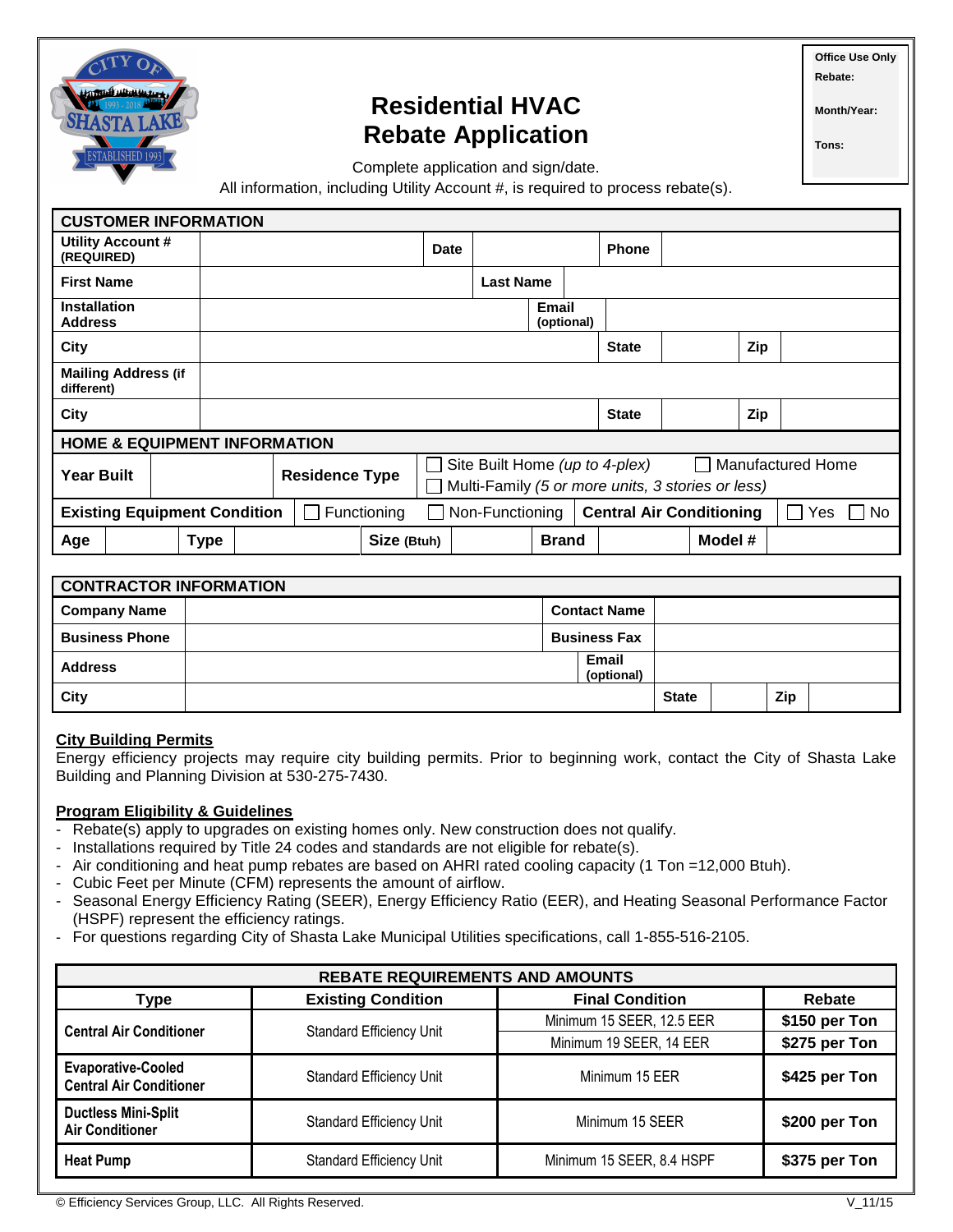# Residential HVAC Rebate Application

| Office Use Only |
|---|
| Rebate: |
| Month/Year: |
| Tons: |

Complete application and sign/date.
All information, including Utility Account #, is required to process rebate(s).

| CUSTOMER INFORMATION | | | | | | | |
|---|---|---|---|---|---|---|---|
| **Utility Account # (REQUIRED)** | | **Date** | | **Phone** | | | |
| **First Name** | | **Last Name** | | | | | |
| **Installation Address** | | **Email (optional)** | | | | | |
| **City** | | **State** | | **Zip** | | | |
| **Mailing Address (if different)** | | | | | | | |
| **City** | | **State** | | **Zip** | | | |

| HOME & EQUIPMENT INFORMATION | | | | | | | | | |
|---|---|---|---|---|---|---|---|---|---|
| **Year Built** | | **Residence Type** | ☐ Site Built Home *(up to 4-plex)* ☐ Manufactured Home ☐ Multi-Family *(5 or more units, 3 stories or less)* | | | | | | |
| **Existing Equipment Condition** | ☐ Functioning | ☐ Non-Functioning | **Central Air Conditioning** | ☐ Yes ☐ No | | | | | |
| **Age** | | **Type** | | **Size (Btuh)** | | **Brand** | | **Model #** | |

| CONTRACTOR INFORMATION | | | | | | | |
|---|---|---|---|---|---|---|---|
| **Company Name** | | **Contact Name** | | | | | |
| **Business Phone** | | **Business Fax** | | | | | |
| **Address** | | **Email (optional)** | | | | | |
| **City** | | **State** | | **Zip** | | | |

**City Building Permits**

Energy efficiency projects may require city building permits. Prior to beginning work, contact the City of Shasta Lake Building and Planning Division at 530-275-7430.

**Program Eligibility & Guidelines**

- Rebate(s) apply to upgrades on existing homes only. New construction does not qualify.
- Installations required by Title 24 codes and standards are not eligible for rebate(s).
- Air conditioning and heat pump rebates are based on AHRI rated cooling capacity (1 Ton =12,000 Btuh).
- Cubic Feet per Minute (CFM) represents the amount of airflow.
- Seasonal Energy Efficiency Rating (SEER), Energy Efficiency Ratio (EER), and Heating Seasonal Performance Factor (HSPF) represent the efficiency ratings.
- For questions regarding City of Shasta Lake Municipal Utilities specifications, call 1-855-516-2105.

| REBATE REQUIREMENTS AND AMOUNTS | | | |
|---|---|---|---|
| **Type** | **Existing Condition** | **Final Condition** | **Rebate** |
| **Central Air Conditioner** | Standard Efficiency Unit | Minimum 15 SEER, 12.5 EER | **$150 per Ton** |
| | | Minimum 19 SEER, 14 EER | **$275 per Ton** |
| **Evaporative-Cooled Central Air Conditioner** | Standard Efficiency Unit | Minimum 15 EER | **$425 per Ton** |
| **Ductless Mini-Split Air Conditioner** | Standard Efficiency Unit | Minimum 15 SEER | **$200 per Ton** |
| **Heat Pump** | Standard Efficiency Unit | Minimum 15 SEER, 8.4 HSPF | **$375 per Ton** |

© Efficiency Services Group, LLC. All Rights Reserved. V_11/15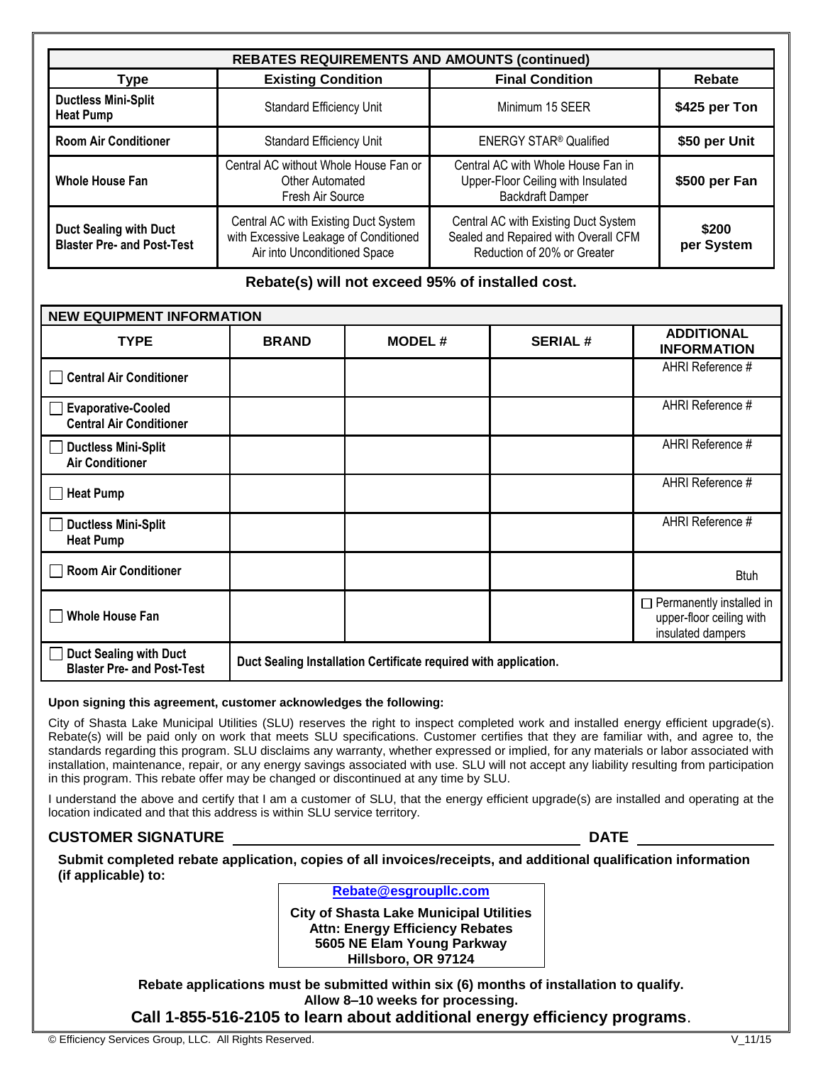| REBATES REQUIREMENTS AND AMOUNTS (continued) | | | |
|---|---|---|---|
| **Type** | **Existing Condition** | **Final Condition** | **Rebate** |
| **Ductless Mini-Split Heat Pump** | Standard Efficiency Unit | Minimum 15 SEER | **$425 per Ton** |
| **Room Air Conditioner** | Standard Efficiency Unit | ENERGY STAR® Qualified | **$50 per Unit** |
| **Whole House Fan** | Central AC without Whole House Fan or Other Automated Fresh Air Source | Central AC with Whole House Fan in Upper-Floor Ceiling with Insulated Backdraft Damper | **$500 per Fan** |
| **Duct Sealing with Duct Blaster Pre- and Post-Test** | Central AC with Existing Duct System with Excessive Leakage of Conditioned Air into Unconditioned Space | Central AC with Existing Duct System Sealed and Repaired with Overall CFM Reduction of 20% or Greater | **$200 per System** |

**Rebate(s) will not exceed 95% of installed cost.**

| NEW EQUIPMENT INFORMATION | | | | |
|---|---|---|---|---|
| **TYPE** | **BRAND** | **MODEL #** | **SERIAL #** | **ADDITIONAL INFORMATION** |
| ☐ **Central Air Conditioner** | | | | AHRI Reference # |
| ☐ **Evaporative-Cooled Central Air Conditioner** | | | | AHRI Reference # |
| ☐ **Ductless Mini-Split Air Conditioner** | | | | AHRI Reference # |
| ☐ **Heat Pump** | | | | AHRI Reference # |
| ☐ **Ductless Mini-Split Heat Pump** | | | | AHRI Reference # |
| ☐ **Room Air Conditioner** | | | | Btuh |
| ☐ **Whole House Fan** | | | | ☐ Permanently installed in upper-floor ceiling with insulated dampers |
| ☐ **Duct Sealing with Duct Blaster Pre- and Post-Test** | **Duct Sealing Installation Certificate required with application.** | | | |

**Upon signing this agreement, customer acknowledges the following:**

City of Shasta Lake Municipal Utilities (SLU) reserves the right to inspect completed work and installed energy efficient upgrade(s). Rebate(s) will be paid only on work that meets SLU specifications. Customer certifies that they are familiar with, and agree to, the standards regarding this program. SLU disclaims any warranty, whether expressed or implied, for any materials or labor associated with installation, maintenance, repair, or any energy savings associated with use. SLU will not accept any liability resulting from participation in this program. This rebate offer may be changed or discontinued at any time by SLU.

I understand the above and certify that I am a customer of SLU, that the energy efficient upgrade(s) are installed and operating at the location indicated and that this address is within SLU service territory.

**CUSTOMER SIGNATURE** ______________________________ **DATE** ______________

**Submit completed rebate application, copies of all invoices/receipts, and additional qualification information (if applicable) to:**

**Rebate@esgroupllc.com**

**City of Shasta Lake Municipal Utilities**
**Attn: Energy Efficiency Rebates**
**5605 NE Elam Young Parkway**
**Hillsboro, OR 97124**

**Rebate applications must be submitted within six (6) months of installation to qualify.**
**Allow 8–10 weeks for processing.**

**Call 1-855-516-2105 to learn about additional energy efficiency programs**.

© Efficiency Services Group, LLC. All Rights Reserved. V_11/15